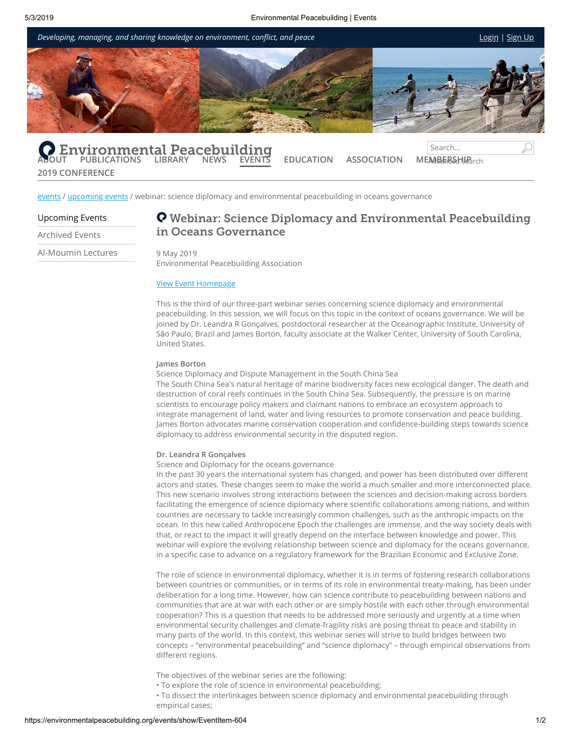Developing, managing, and sharing knowledge on environment, conflict, and peace

Login | Sign Up

# Environmental Peacebuilding

ABOUT PUBLICATIONS LIBRARY NEWS EVENTS EDUCATION ASSOCIATION MEMBERSHIP 2019 CONFERENCE

Search...

Advanced Search

events / upcoming events / webinar: science diplomacy and environmental peacebuilding in oceans governance

- Upcoming Events
- Archived Events
- Al-Moumin Lectures

## Webinar: Science Diplomacy and Environmental Peacebuilding in Oceans Governance

9 May 2019
Environmental Peacebuilding Association

View Event Homepage

This is the third of our three-part webinar series concerning science diplomacy and environmental peacebuilding. In this session, we will focus on this topic in the context of oceans governance. We will be joined by Dr. Leandra R Gonçalves, postdoctoral researcher at the Oceanographic Institute, University of São Paulo, Brazil and James Borton, faculty associate at the Walker Center, University of South Carolina, United States.

**James Borton**
Science Diplomacy and Dispute Management in the South China Sea
The South China Sea's natural heritage of marine biodiversity faces new ecological danger. The death and destruction of coral reefs continues in the South China Sea. Subsequently, the pressure is on marine scientists to encourage policy makers and claimant nations to embrace an ecosystem approach to integrate management of land, water and living resources to promote conservation and peace building. James Borton advocates marine conservation cooperation and confidence-building steps towards science diplomacy to address environmental security in the disputed region.

**Dr. Leandra R Gonçalves**
Science and Diplomacy for the oceans governance
In the past 30 years the international system has changed, and power has been distributed over different actors and states. These changes seem to make the world a much smaller and more interconnected place. This new scenario involves strong interactions between the sciences and decision-making across borders facilitating the emergence of science diplomacy where scientific collaborations among nations, and within countries are necessary to tackle increasingly common challenges, such as the anthropic impacts on the ocean. In this new called Anthropocene Epoch the challenges are immense, and the way society deals with that, or react to the impact it will greatly depend on the interface between knowledge and power. This webinar will explore the evolving relationship between science and diplomacy for the oceans governance, in a specific case to advance on a regulatory framework for the Brazilian Economic and Exclusive Zone.

The role of science in environmental diplomacy, whether it is in terms of fostering research collaborations between countries or communities, or in terms of its role in environmental treaty-making, has been under deliberation for a long time. However, how can science contribute to peacebuilding between nations and communities that are at war with each other or are simply hostile with each other through environmental cooperation? This is a question that needs to be addressed more seriously and urgently at a time when environmental security challenges and climate-fragility risks are posing threat to peace and stability in many parts of the world. In this context, this webinar series will strive to build bridges between two concepts – "environmental peacebuilding" and "science diplomacy" – through empirical observations from different regions.

The objectives of the webinar series are the following:

- To explore the role of science in environmental peacebuilding;
- To dissect the interlinkages between science diplomacy and environmental peacebuilding through empirical cases;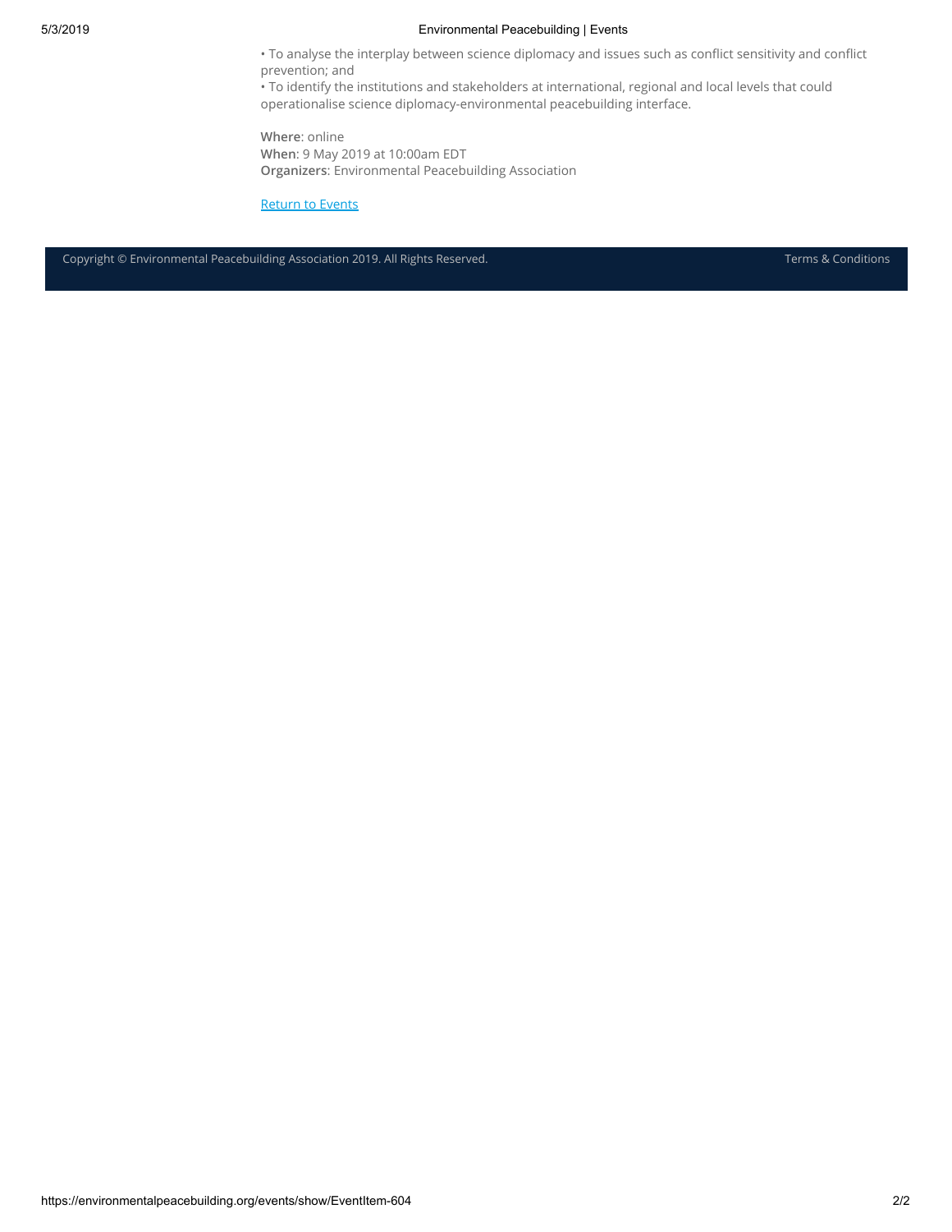• To analyse the interplay between science diplomacy and issues such as conflict sensitivity and conflict prevention; and
• To identify the institutions and stakeholders at international, regional and local levels that could operationalise science diplomacy-environmental peacebuilding interface.

**Where**: online
**When**: 9 May 2019 at 10:00am EDT
**Organizers**: Environmental Peacebuilding Association

Return to Events

Copyright © Environmental Peacebuilding Association 2019. All Rights Reserved. Terms & Conditions